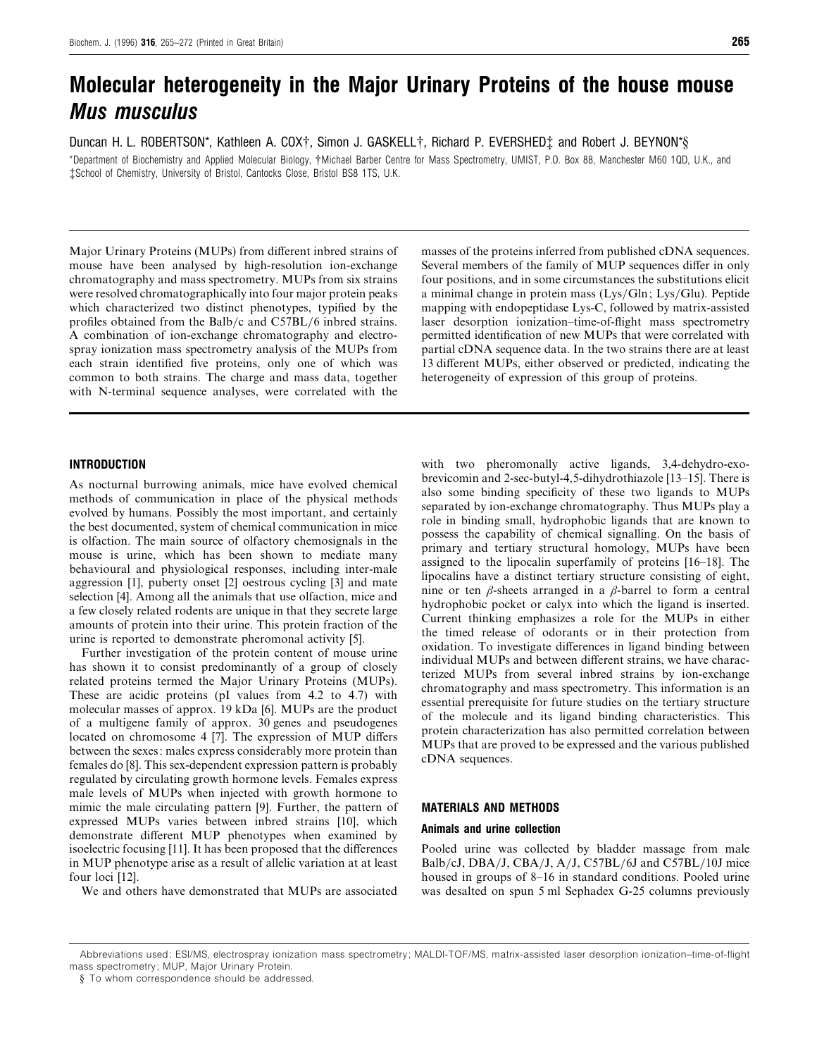# Molecular heterogeneity in the Major Urinary Proteins of the house mouse *Mus musculus*

Duncan H. L. ROBERTSON*, Kathleen A. COX†, Simon J. GASKELL†, Richard P. EVERSHED‡ and Robert J. BEYNON*§

*Department of Biochemistry and Applied Molecular Biology, †Michael Barber Centre for Mass Spectrometry, UMIST, P.O. Box 88, Manchester M60 1QD, U.K., and ‡School of Chemistry, University of Bristol, Cantocks Close, Bristol BS8 1TS, U.K.

Major Urinary Proteins (MUPs) from different inbred strains of mouse have been analysed by high-resolution ion-exchange chromatography and mass spectrometry. MUPs from six strains were resolved chromatographically into four major protein peaks which characterized two distinct phenotypes, typified by the profiles obtained from the Balb/c and C57BL/6 inbred strains. A combination of ion-exchange chromatography and electrospray ionization mass spectrometry analysis of the MUPs from each strain identified five proteins, only one of which was common to both strains. The charge and mass data, together with N-terminal sequence analyses, were correlated with the masses of the proteins inferred from published cDNA sequences. Several members of the family of MUP sequences differ in only four positions, and in some circumstances the substitutions elicit a minimal change in protein mass (Lys/Gln; Lys/Glu). Peptide mapping with endopeptidase Lys-C, followed by matrix-assisted laser desorption ionization–time-of-flight mass spectrometry permitted identification of new MUPs that were correlated with partial cDNA sequence data. In the two strains there are at least 13 different MUPs, either observed or predicted, indicating the heterogeneity of expression of this group of proteins.

## INTRODUCTION

As nocturnal burrowing animals, mice have evolved chemical methods of communication in place of the physical methods evolved by humans. Possibly the most important, and certainly the best documented, system of chemical communication in mice is olfaction. The main source of olfactory chemosignals in the mouse is urine, which has been shown to mediate many behavioural and physiological responses, including inter-male aggression [1], puberty onset [2] oestrous cycling [3] and mate selection [4]. Among all the animals that use olfaction, mice and a few closely related rodents are unique in that they secrete large amounts of protein into their urine. This protein fraction of the urine is reported to demonstrate pheromonal activity [5].

Further investigation of the protein content of mouse urine has shown it to consist predominantly of a group of closely related proteins termed the Major Urinary Proteins (MUPs). These are acidic proteins (pI values from 4.2 to 4.7) with molecular masses of approx. 19 kDa [6]. MUPs are the product of a multigene family of approx. 30 genes and pseudogenes located on chromosome 4 [7]. The expression of MUP differs between the sexes: males express considerably more protein than females do [8]. This sex-dependent expression pattern is probably regulated by circulating growth hormone levels. Females express male levels of MUPs when injected with growth hormone to mimic the male circulating pattern [9]. Further, the pattern of expressed MUPs varies between inbred strains [10], which demonstrate different MUP phenotypes when examined by isoelectric focusing [11]. It has been proposed that the differences in MUP phenotype arise as a result of allelic variation at at least four loci [12].

We and others have demonstrated that MUPs are associated with two pheromonally active ligands, 3,4-dehydro-exo-brevicomin and 2-sec-butyl-4,5-dihydrothiazole [13–15]. There is also some binding specificity of these two ligands to MUPs separated by ion-exchange chromatography. Thus MUPs play a role in binding small, hydrophobic ligands that are known to possess the capability of chemical signalling. On the basis of primary and tertiary structural homology, MUPs have been assigned to the lipocalin superfamily of proteins [16–18]. The lipocalins have a distinct tertiary structure consisting of eight, nine or ten $\beta$-sheets arranged in a $\beta$-barrel to form a central hydrophobic pocket or calyx into which the ligand is inserted. Current thinking emphasizes a role for the MUPs in either the timed release of odorants or in their protection from oxidation. To investigate differences in ligand binding between individual MUPs and between different strains, we have characterized MUPs from several inbred strains by ion-exchange chromatography and mass spectrometry. This information is an essential prerequisite for future studies on the tertiary structure of the molecule and its ligand binding characteristics. This protein characterization has also permitted correlation between MUPs that are proved to be expressed and the various published cDNA sequences.

## MATERIALS AND METHODS

### Animals and urine collection

Pooled urine was collected by bladder massage from male Balb/cJ, DBA/J, CBA/J, A/J, C57BL/6J and C57BL/10J mice housed in groups of 8–16 in standard conditions. Pooled urine was desalted on spun 5 ml Sephadex G-25 columns previously

Abbreviations used: ESI/MS, electrospray ionization mass spectrometry; MALDI-TOF/MS, matrix-assisted laser desorption ionization–time-of-flight mass spectrometry; MUP, Major Urinary Protein.

§ To whom correspondence should be addressed.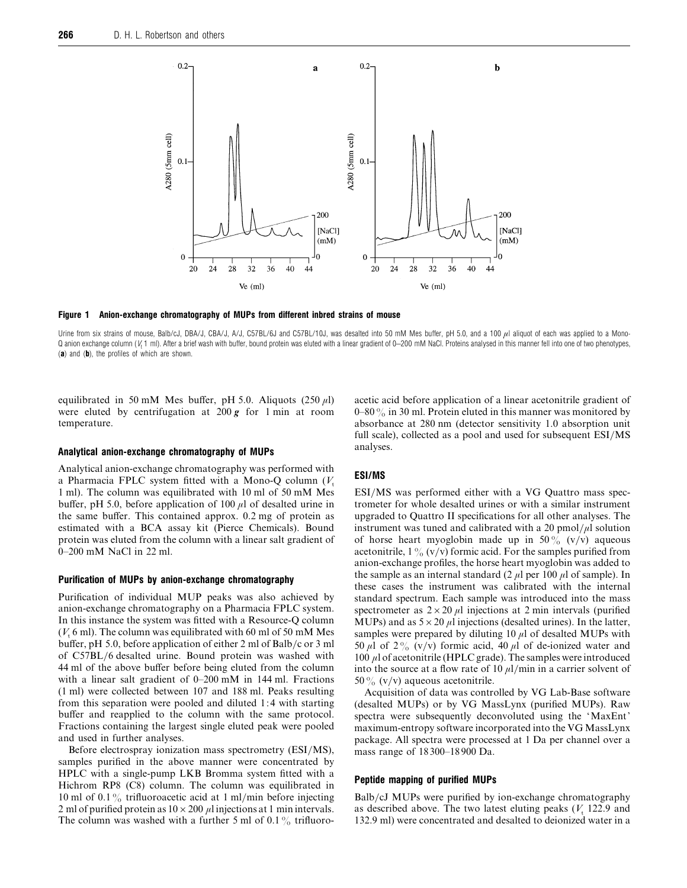**Figure 1 Anion-exchange chromatography of MUPs from different inbred strains of mouse**

Urine from six strains of mouse, Balb/cJ, DBA/J, CBA/J, A/J, C57BL/6J and C57BL/10J, was desalted into 50 mM Mes buffer, pH 5.0, and a 100 μl aliquot of each was applied to a Mono-Q anion exchange column ($V_t$ 1 ml). After a brief wash with buffer, bound protein was eluted with a linear gradient of 0–200 mM NaCl. Proteins analysed in this manner fell into one of two phenotypes, (**a**) and (**b**), the profiles of which are shown.

equilibrated in 50 mM Mes buffer, pH 5.0. Aliquots (250 μl) were eluted by centrifugation at 200 ***g*** for 1 min at room temperature.

### Analytical anion-exchange chromatography of MUPs

Analytical anion-exchange chromatography was performed with a Pharmacia FPLC system fitted with a Mono-Q column ($V_t$ 1 ml). The column was equilibrated with 10 ml of 50 mM Mes buffer, pH 5.0, before application of 100 μl of desalted urine in the same buffer. This contained approx. 0.2 mg of protein as estimated with a BCA assay kit (Pierce Chemicals). Bound protein was eluted from the column with a linear salt gradient of 0–200 mM NaCl in 22 ml.

### Purification of MUPs by anion-exchange chromatography

Purification of individual MUP peaks was also achieved by anion-exchange chromatography on a Pharmacia FPLC system. In this instance the system was fitted with a Resource-Q column ($V_t$ 6 ml). The column was equilibrated with 60 ml of 50 mM Mes buffer, pH 5.0, before application of either 2 ml of Balb/c or 3 ml of C57BL/6 desalted urine. Bound protein was washed with 44 ml of the above buffer before being eluted from the column with a linear salt gradient of 0–200 mM in 144 ml. Fractions (1 ml) were collected between 107 and 188 ml. Peaks resulting from this separation were pooled and diluted 1:4 with starting buffer and reapplied to the column with the same protocol. Fractions containing the largest single eluted peak were pooled and used in further analyses.

Before electrospray ionization mass spectrometry (ESI/MS), samples purified in the above manner were concentrated by HPLC with a single-pump LKB Bromma system fitted with a Hichrom RP8 (C8) column. The column was equilibrated in 10 ml of 0.1 % trifluoroacetic acid at 1 ml/min before injecting 2 ml of purified protein as 10 × 200 μl injections at 1 min intervals. The column was washed with a further 5 ml of 0.1 % trifluoroacetic acid before application of a linear acetonitrile gradient of 0–80 % in 30 ml. Protein eluted in this manner was monitored by absorbance at 280 nm (detector sensitivity 1.0 absorption unit full scale), collected as a pool and used for subsequent ESI/MS analyses.

### ESI/MS

ESI/MS was performed either with a VG Quattro mass spectrometer for whole desalted urines or with a similar instrument upgraded to Quattro II specifications for all other analyses. The instrument was tuned and calibrated with a 20 pmol/μl solution of horse heart myoglobin made up in 50 % (v/v) aqueous acetonitrile, 1 % (v/v) formic acid. For the samples purified from anion-exchange profiles, the horse heart myoglobin was added to the sample as an internal standard (2 μl per 100 μl of sample). In these cases the instrument was calibrated with the internal standard spectrum. Each sample was introduced into the mass spectrometer as 2 × 20 μl injections at 2 min intervals (purified MUPs) and as 5 × 20 μl injections (desalted urines). In the latter, samples were prepared by diluting 10 μl of desalted MUPs with 50 μl of 2 % (v/v) formic acid, 40 μl of de-ionized water and 100 μl of acetonitrile (HPLC grade). The samples were introduced into the source at a flow rate of 10 μl/min in a carrier solvent of 50 % (v/v) aqueous acetonitrile.

Acquisition of data was controlled by VG Lab-Base software (desalted MUPs) or by VG MassLynx (purified MUPs). Raw spectra were subsequently deconvoluted using the 'MaxEnt' maximum-entropy software incorporated into the VG MassLynx package. All spectra were processed at 1 Da per channel over a mass range of 18300–18900 Da.

### Peptide mapping of purified MUPs

Balb/cJ MUPs were purified by ion-exchange chromatography as described above. The two latest eluting peaks ($V_t$ 122.9 and 132.9 ml) were concentrated and desalted to deionized water in a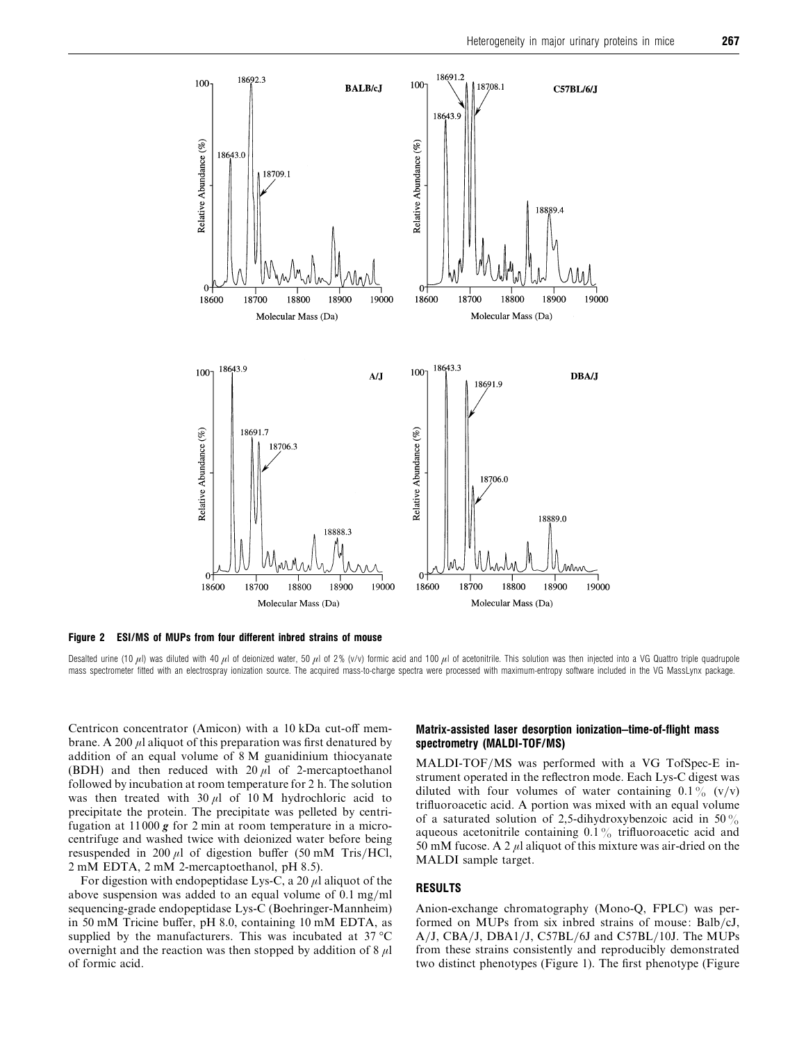**Figure 2 ESI/MS of MUPs from four different inbred strains of mouse**

Desalted urine (10 μl) was diluted with 40 μl of deionized water, 50 μl of 2% (v/v) formic acid and 100 μl of acetonitrile. This solution was then injected into a VG Quattro triple quadrupole mass spectrometer fitted with an electrospray ionization source. The acquired mass-to-charge spectra were processed with maximum-entropy software included in the VG MassLynx package.

Centricon concentrator (Amicon) with a 10 kDa cut-off membrane. A 200 μl aliquot of this preparation was first denatured by addition of an equal volume of 8 M guanidinium thiocyanate (BDH) and then reduced with 20 μl of 2-mercaptoethanol followed by incubation at room temperature for 2 h. The solution was then treated with 30 μl of 10 M hydrochloric acid to precipitate the protein. The precipitate was pelleted by centrifugation at 11 000 ***g*** for 2 min at room temperature in a microcentrifuge and washed twice with deionized water before being resuspended in 200 μl of digestion buffer (50 mM Tris/HCl, 2 mM EDTA, 2 mM 2-mercaptoethanol, pH 8.5).

For digestion with endopeptidase Lys-C, a 20 μl aliquot of the above suspension was added to an equal volume of 0.1 mg/ml sequencing-grade endopeptidase Lys-C (Boehringer-Mannheim) in 50 mM Tricine buffer, pH 8.0, containing 10 mM EDTA, as supplied by the manufacturers. This was incubated at 37 °C overnight and the reaction was then stopped by addition of 8 μl of formic acid.

### Matrix-assisted laser desorption ionization–time-of-flight mass spectrometry (MALDI-TOF/MS)

MALDI-TOF/MS was performed with a VG TofSpec-E instrument operated in the reflectron mode. Each Lys-C digest was diluted with four volumes of water containing 0.1% (v/v) trifluoroacetic acid. A portion was mixed with an equal volume of a saturated solution of 2,5-dihydroxybenzoic acid in 50% aqueous acetonitrile containing 0.1% trifluoroacetic acid and 50 mM fucose. A 2 μl aliquot of this mixture was air-dried on the MALDI sample target.

## RESULTS

Anion-exchange chromatography (Mono-Q, FPLC) was performed on MUPs from six inbred strains of mouse: Balb/cJ, A/J, CBA/J, DBA1/J, C57BL/6J and C57BL/10J. The MUPs from these strains consistently and reproducibly demonstrated two distinct phenotypes (Figure 1). The first phenotype (Figure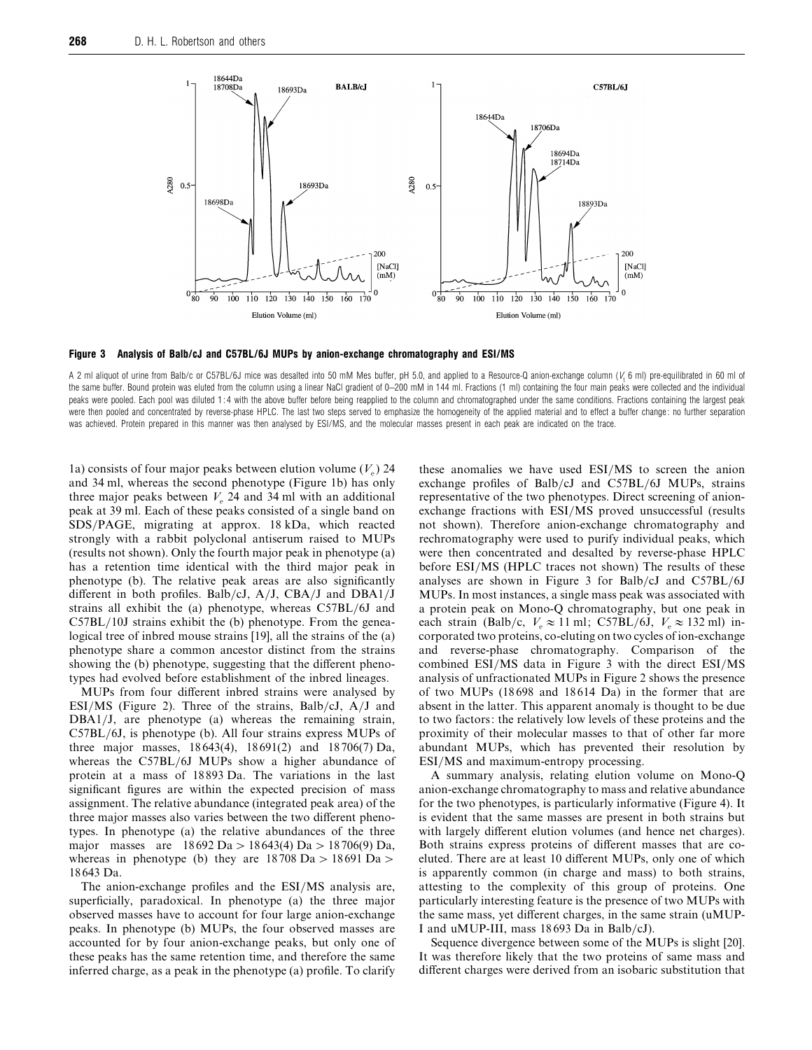**Figure 3 Analysis of Balb/cJ and C57BL/6J MUPs by anion-exchange chromatography and ESI/MS**

A 2 ml aliquot of urine from Balb/c or C57BL/6J mice was desalted into 50 mM Mes buffer, pH 5.0, and applied to a Resource-Q anion-exchange column ($V_t$ 6 ml) pre-equilibrated in 60 ml of the same buffer. Bound protein was eluted from the column using a linear NaCl gradient of 0–200 mM in 144 ml. Fractions (1 ml) containing the four main peaks were collected and the individual peaks were pooled. Each pool was diluted 1 : 4 with the above buffer before being reapplied to the column and chromatographed under the same conditions. Fractions containing the largest peak were then pooled and concentrated by reverse-phase HPLC. The last two steps served to emphasize the homogeneity of the applied material and to effect a buffer change: no further separation was achieved. Protein prepared in this manner was then analysed by ESI/MS, and the molecular masses present in each peak are indicated on the trace.

1a) consists of four major peaks between elution volume ($V_e$) 24 and 34 ml, whereas the second phenotype (Figure 1b) has only three major peaks between $V_e$ 24 and 34 ml with an additional peak at 39 ml. Each of these peaks consisted of a single band on SDS/PAGE, migrating at approx. 18 kDa, which reacted strongly with a rabbit polyclonal antiserum raised to MUPs (results not shown). Only the fourth major peak in phenotype (a) has a retention time identical with the third major peak in phenotype (b). The relative peak areas are also significantly different in both profiles. Balb/cJ, A/J, CBA/J and DBA1/J strains all exhibit the (a) phenotype, whereas C57BL/6J and C57BL/10J strains exhibit the (b) phenotype. From the genealogical tree of inbred mouse strains [19], all the strains of the (a) phenotype share a common ancestor distinct from the strains showing the (b) phenotype, suggesting that the different phenotypes had evolved before establishment of the inbred lineages.

MUPs from four different inbred strains were analysed by ESI/MS (Figure 2). Three of the strains, Balb/cJ, A/J and DBA1/J, are phenotype (a) whereas the remaining strain, C57BL/6J, is phenotype (b). All four strains express MUPs of three major masses, 18643(4), 18691(2) and 18706(7) Da, whereas the C57BL/6J MUPs show a higher abundance of protein at a mass of 18893 Da. The variations in the last significant figures are within the expected precision of mass assignment. The relative abundance (integrated peak area) of the three major masses also varies between the two different phenotypes. In phenotype (a) the relative abundances of the three major masses are 18692 Da > 18643(4) Da > 18706(9) Da, whereas in phenotype (b) they are 18708 Da > 18691 Da > 18643 Da.

The anion-exchange profiles and the ESI/MS analysis are, superficially, paradoxical. In phenotype (a) the three major observed masses have to account for four large anion-exchange peaks. In phenotype (b) MUPs, the four observed masses are accounted for by four anion-exchange peaks, but only one of these peaks has the same retention time, and therefore the same inferred charge, as a peak in the phenotype (a) profile. To clarify these anomalies we have used ESI/MS to screen the anion exchange profiles of Balb/cJ and C57BL/6J MUPs, strains representative of the two phenotypes. Direct screening of anion-exchange fractions with ESI/MS proved unsuccessful (results not shown). Therefore anion-exchange chromatography and rechromatography were used to purify individual peaks, which were then concentrated and desalted by reverse-phase HPLC before ESI/MS (HPLC traces not shown) The results of these analyses are shown in Figure 3 for Balb/cJ and C57BL/6J MUPs. In most instances, a single mass peak was associated with a protein peak on Mono-Q chromatography, but one peak in each strain (Balb/c, $V_e \approx 11$ ml; C57BL/6J, $V_e \approx 132$ ml) incorporated two proteins, co-eluting on two cycles of ion-exchange and reverse-phase chromatography. Comparison of the combined ESI/MS data in Figure 3 with the direct ESI/MS analysis of unfractionated MUPs in Figure 2 shows the presence of two MUPs (18698 and 18614 Da) in the former that are absent in the latter. This apparent anomaly is thought to be due to two factors: the relatively low levels of these proteins and the proximity of their molecular masses to that of other far more abundant MUPs, which has prevented their resolution by ESI/MS and maximum-entropy processing.

A summary analysis, relating elution volume on Mono-Q anion-exchange chromatography to mass and relative abundance for the two phenotypes, is particularly informative (Figure 4). It is evident that the same masses are present in both strains but with largely different elution volumes (and hence net charges). Both strains express proteins of different masses that are co-eluted. There are at least 10 different MUPs, only one of which is apparently common (in charge and mass) to both strains, attesting to the complexity of this group of proteins. One particularly interesting feature is the presence of two MUPs with the same mass, yet different charges, in the same strain (uMUP-I and uMUP-III, mass 18693 Da in Balb/cJ).

Sequence divergence between some of the MUPs is slight [20]. It was therefore likely that the two proteins of same mass and different charges were derived from an isobaric substitution that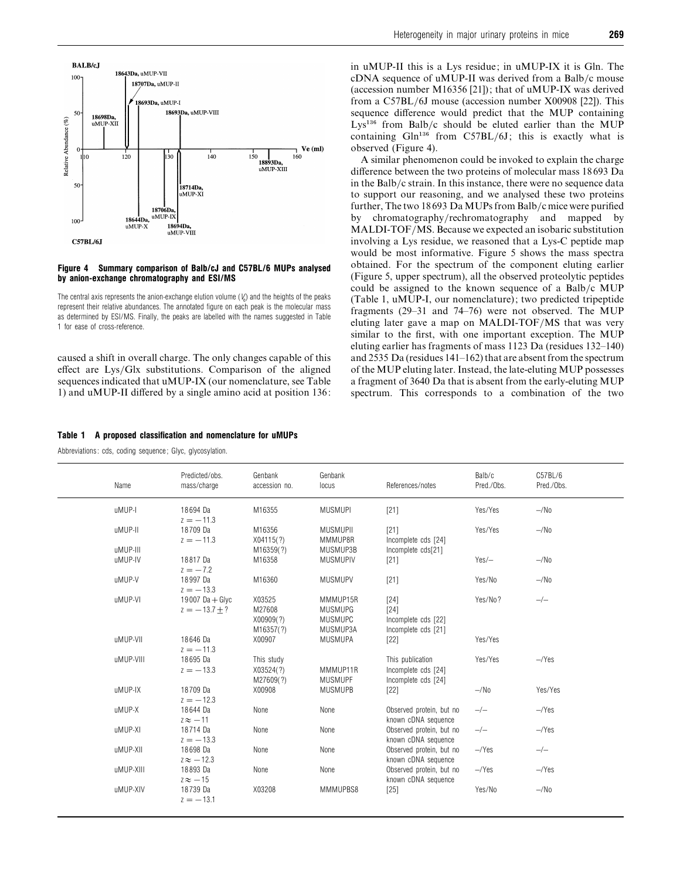**Figure 4 Summary comparison of Balb/cJ and C57BL/6 MUPs analysed by anion-exchange chromatography and ESI/MS**

The central axis represents the anion-exchange elution volume ($V_e$) and the heights of the peaks represent their relative abundances. The annotated figure on each peak is the molecular mass as determined by ESI/MS. Finally, the peaks are labelled with the names suggested in Table 1 for ease of cross-reference.

caused a shift in overall charge. The only changes capable of this effect are Lys/Glx substitutions. Comparison of the aligned sequences indicated that uMUP-IX (our nomenclature, see Table 1) and uMUP-II differed by a single amino acid at position 136: in uMUP-II this is a Lys residue; in uMUP-IX it is Gln. The cDNA sequence of uMUP-II was derived from a Balb/c mouse (accession number M16356 [21]); that of uMUP-IX was derived from a C57BL/6J mouse (accession number X00908 [22]). This sequence difference would predict that the MUP containing $Lys^{136}$ from Balb/c should be eluted earlier than the MUP containing $Gln^{136}$ from C57BL/6J; this is exactly what is observed (Figure 4).

A similar phenomenon could be invoked to explain the charge difference between the two proteins of molecular mass 18693 Da in the Balb/c strain. In this instance, there were no sequence data to support our reasoning, and we analysed these two proteins further, The two 18693 Da MUPs from Balb/c mice were purified by chromatography/rechromatography and mapped by MALDI-TOF/MS. Because we expected an isobaric substitution involving a Lys residue, we reasoned that a Lys-C peptide map would be most informative. Figure 5 shows the mass spectra obtained. For the spectrum of the component eluting earlier (Figure 5, upper spectrum), all the observed proteolytic peptides could be assigned to the known sequence of a Balb/c MUP (Table 1, uMUP-I, our nomenclature); two predicted tripeptide fragments (29–31 and 74–76) were not observed. The MUP eluting later gave a map on MALDI-TOF/MS that was very similar to the first, with one important exception. The MUP eluting earlier has fragments of mass 1123 Da (residues 132–140) and 2535 Da (residues 141–162) that are absent from the spectrum of the MUP eluting later. Instead, the late-eluting MUP possesses a fragment of 3640 Da that is absent from the early-eluting MUP spectrum. This corresponds to a combination of the two

**Table 1 A proposed classification and nomenclature for uMUPs**

Abbreviations: cds, coding sequence; Glyc, glycosylation.

| Name | Predicted/obs. mass/charge | Genbank accession no. | Genbank locus | References/notes | Balb/c Pred./Obs. | C57BL/6 Pred./Obs. |
|---|---|---|---|---|---|---|
| uMUP-I | 18694 Da $z = -11.3$ | M16355 | MUSMUPI | [21] | Yes/Yes | –/No |
| uMUP-II | 18709 Da $z = -11.3$ | M16356 X04115(?) | MUSMUPII MMMUP8R | [21] Incomplete cds [24] | Yes/Yes | –/No |
| uMUP-III | | M16359(?) | MUSMUP3B | Incomplete cds[21] | | |
| uMUP-IV | 18817 Da $z = -7.2$ | M16358 | MUSMUPIV | [21] | Yes/– | –/No |
| uMUP-V | 18997 Da $z = -13.3$ | M16360 | MUSMUPV | [21] | Yes/No | –/No |
| uMUP-VI | 19007 Da + Glyc $z = -13.7 + ?$ | X03525 M27608 X00909(?) M16357(?) | MMMUP15R MUSMUPG MUSMUPC MUSMUP3A | [24] [24] Incomplete cds [22] Incomplete cds [21] | Yes/No? | –/– |
| uMUP-VII | 18646 Da $z = -11.3$ | X00907 | MUSMUPA | [22] | Yes/Yes | |
| uMUP-VIII | 18695 Da $z = -13.3$ | This study X03524(?) M27609(?) | MMMUP11R MUSMUPF | This publication Incomplete cds [24] Incomplete cds [24] | Yes/Yes | –/Yes |
| uMUP-IX | 18709 Da $z = -12.3$ | X00908 | MUSMUPB | [22] | –/No | Yes/Yes |
| uMUP-X | 18644 Da $z \approx -11$ | None | None | Observed protein, but no known cDNA sequence | –/– | –/Yes |
| uMUP-XI | 18714 Da $z = -13.3$ | None | None | Observed protein, but no known cDNA sequence | –/– | –/Yes |
| uMUP-XII | 18698 Da $z \approx -12.3$ | None | None | Observed protein, but no known cDNA sequence | –/Yes | –/– |
| uMUP-XIII | 18893 Da $z \approx -15$ | None | None | Observed protein, but no known cDNA sequence | –/Yes | –/Yes |
| uMUP-XIV | 18739 Da $z = -13.1$ | X03208 | MMMUPBS8 | [25] | Yes/No | –/No |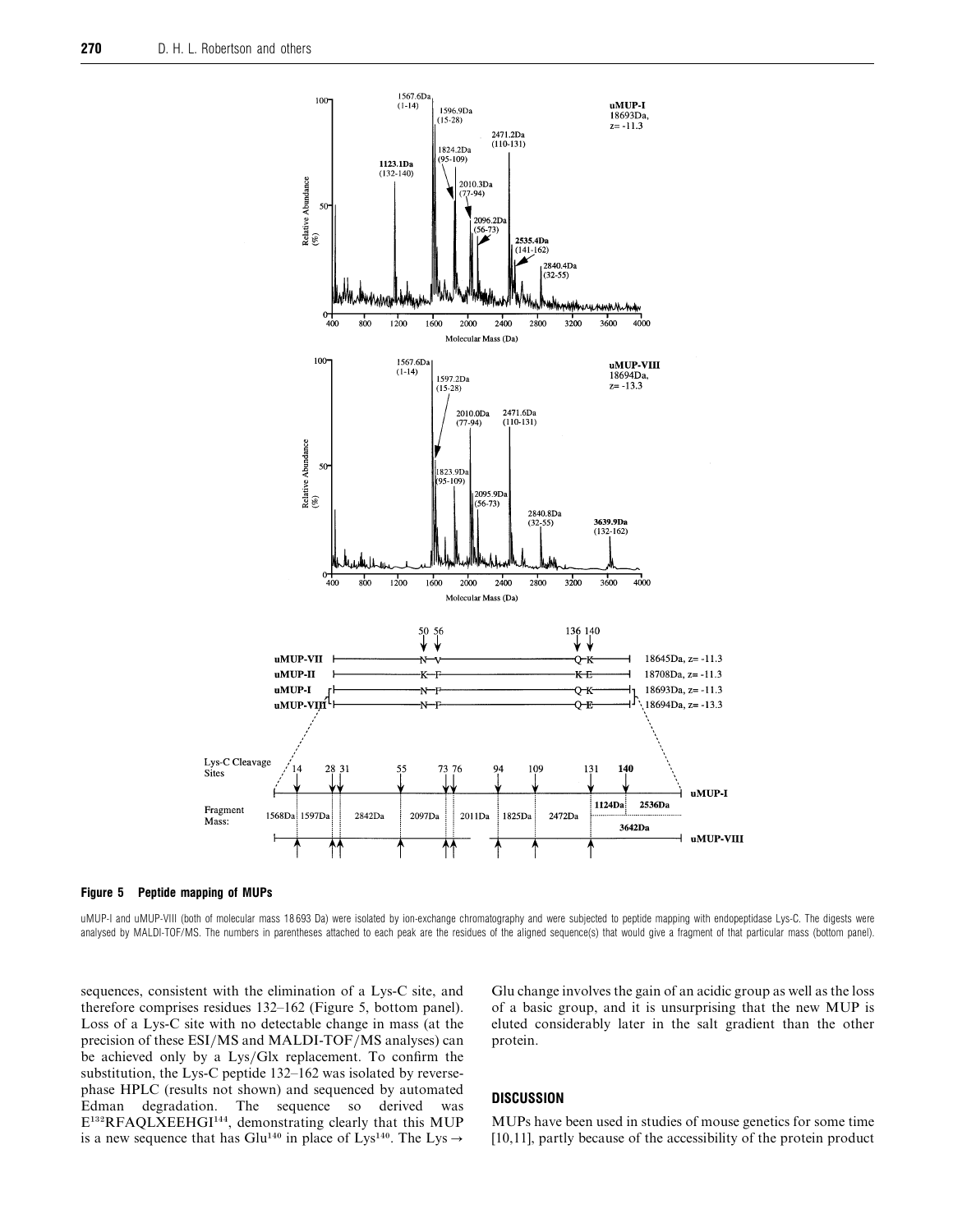**Figure 5 Peptide mapping of MUPs**

uMUP-I and uMUP-VIII (both of molecular mass 18 693 Da) were isolated by ion-exchange chromatography and were subjected to peptide mapping with endopeptidase Lys-C. The digests were analysed by MALDI-TOF/MS. The numbers in parentheses attached to each peak are the residues of the aligned sequence(s) that would give a fragment of that particular mass (bottom panel).

sequences, consistent with the elimination of a Lys-C site, and therefore comprises residues 132–162 (Figure 5, bottom panel). Loss of a Lys-C site with no detectable change in mass (at the precision of these ESI/MS and MALDI-TOF/MS analyses) can be achieved only by a Lys/Glx replacement. To confirm the substitution, the Lys-C peptide 132–162 was isolated by reverse-phase HPLC (results not shown) and sequenced by automated Edman degradation. The sequence so derived was $E^{132}$RFAQLXEEHGI$^{144}$, demonstrating clearly that this MUP is a new sequence that has $Glu^{140}$ in place of $Lys^{140}$. The Lys → Glu change involves the gain of an acidic group as well as the loss of a basic group, and it is unsurprising that the new MUP is eluted considerably later in the salt gradient than the other protein.

## DISCUSSION

MUPs have been used in studies of mouse genetics for some time [10,11], partly because of the accessibility of the protein product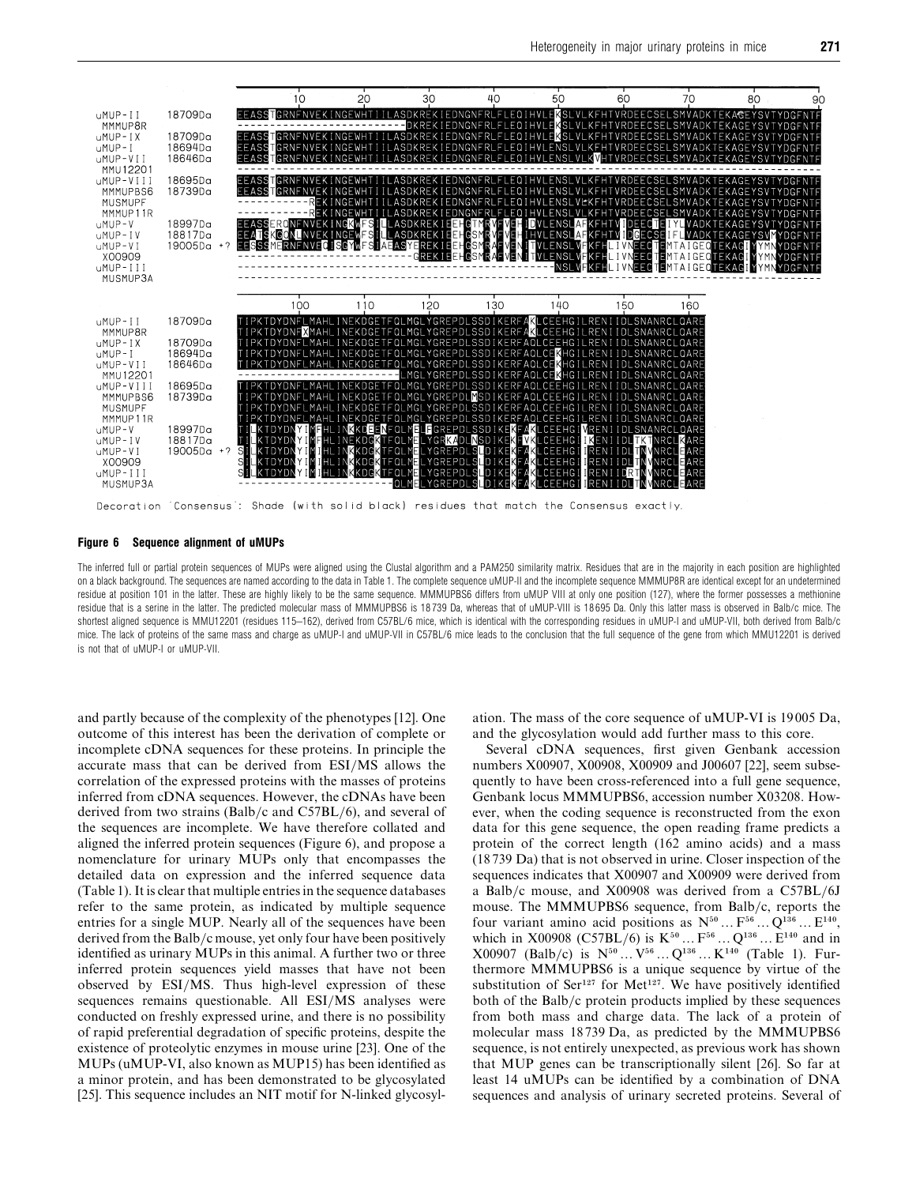Figure 6 Sequence alignment of uMUPs

The inferred full or partial protein sequences of MUPs were aligned using the Clustal algorithm and a PAM250 similarity matrix. Residues that are in the majority in each position are highlighted on a black background. The sequences are named according to the data in Table 1. The complete sequence uMUP-II and the incomplete sequence MMMUP8R are identical except for an undetermined residue at position 101 in the latter. These are highly likely to be the same sequence. MMMUPBS6 differs from uMUP VIII at only one position (127), where the former possesses a methionine residue that is a serine in the latter. The predicted molecular mass of MMMUPBS6 is 18739 Da, whereas that of uMUP-VIII is 18695 Da. Only this latter mass is observed in Balb/c mice. The shortest aligned sequence is MMU12201 (residues 115–162), derived from C57BL/6 mice, which is identical with the corresponding residues in uMUP-I and uMUP-VII, both derived from Balb/c mice. The lack of proteins of the same mass and charge as uMUP-I and uMUP-VII in C57BL/6 mice leads to the conclusion that the full sequence of the gene from which MMU12201 is derived is not that of uMUP-I or uMUP-VII.

and partly because of the complexity of the phenotypes [12]. One outcome of this interest has been the derivation of complete or incomplete cDNA sequences for these proteins. In principle the accurate mass that can be derived from ESI/MS allows the correlation of the expressed proteins with the masses of proteins inferred from cDNA sequences. However, the cDNAs have been derived from two strains (Balb/c and C57BL/6), and several of the sequences are incomplete. We have therefore collated and aligned the inferred protein sequences (Figure 6), and propose a nomenclature for urinary MUPs only that encompasses the detailed data on expression and the inferred sequence data (Table 1). It is clear that multiple entries in the sequence databases refer to the same protein, as indicated by multiple sequence entries for a single MUP. Nearly all of the sequences have been derived from the Balb/c mouse, yet only four have been positively identified as urinary MUPs in this animal. A further two or three inferred protein sequences yield masses that have not been observed by ESI/MS. Thus high-level expression of these sequences remains questionable. All ESI/MS analyses were conducted on freshly expressed urine, and there is no possibility of rapid preferential degradation of specific proteins, despite the existence of proteolytic enzymes in mouse urine [23]. One of the MUPs (uMUP-VI, also known as MUP15) has been identified as a minor protein, and has been demonstrated to be glycosylated [25]. This sequence includes an NIT motif for N-linked glycosylation. The mass of the core sequence of uMUP-VI is 19005 Da, and the glycosylation would add further mass to this core.

Several cDNA sequences, first given Genbank accession numbers X00907, X00908, X00909 and J00607 [22], seem subsequently to have been cross-referenced into a full gene sequence, Genbank locus MMMUPBS6, accession number X03208. However, when the coding sequence is reconstructed from the exon data for this gene sequence, the open reading frame predicts a protein of the correct length (162 amino acids) and a mass (18739 Da) that is not observed in urine. Closer inspection of the sequences indicates that X00907 and X00909 were derived from a Balb/c mouse, and X00908 was derived from a C57BL/6J mouse. The MMMUPBS6 sequence, from Balb/c, reports the four variant amino acid positions as $N^{50} \ldots F^{56} \ldots Q^{136} \ldots E^{140}$, which in X00908 (C57BL/6) is $K^{50} \ldots F^{56} \ldots Q^{136} \ldots E^{140}$ and in X00907 (Balb/c) is $N^{50} \ldots V^{56} \ldots Q^{136} \ldots K^{140}$ (Table 1). Furthermore MMMUPBS6 is a unique sequence by virtue of the substitution of $Ser^{127}$ for $Met^{127}$. We have positively identified both of the Balb/c protein products implied by these sequences from both mass and charge data. The lack of a protein of molecular mass 18739 Da, as predicted by the MMMUPBS6 sequence, is not entirely unexpected, as previous work has shown that MUP genes can be transcriptionally silent [26]. So far at least 14 uMUPs can be identified by a combination of DNA sequences and analysis of urinary secreted proteins. Several of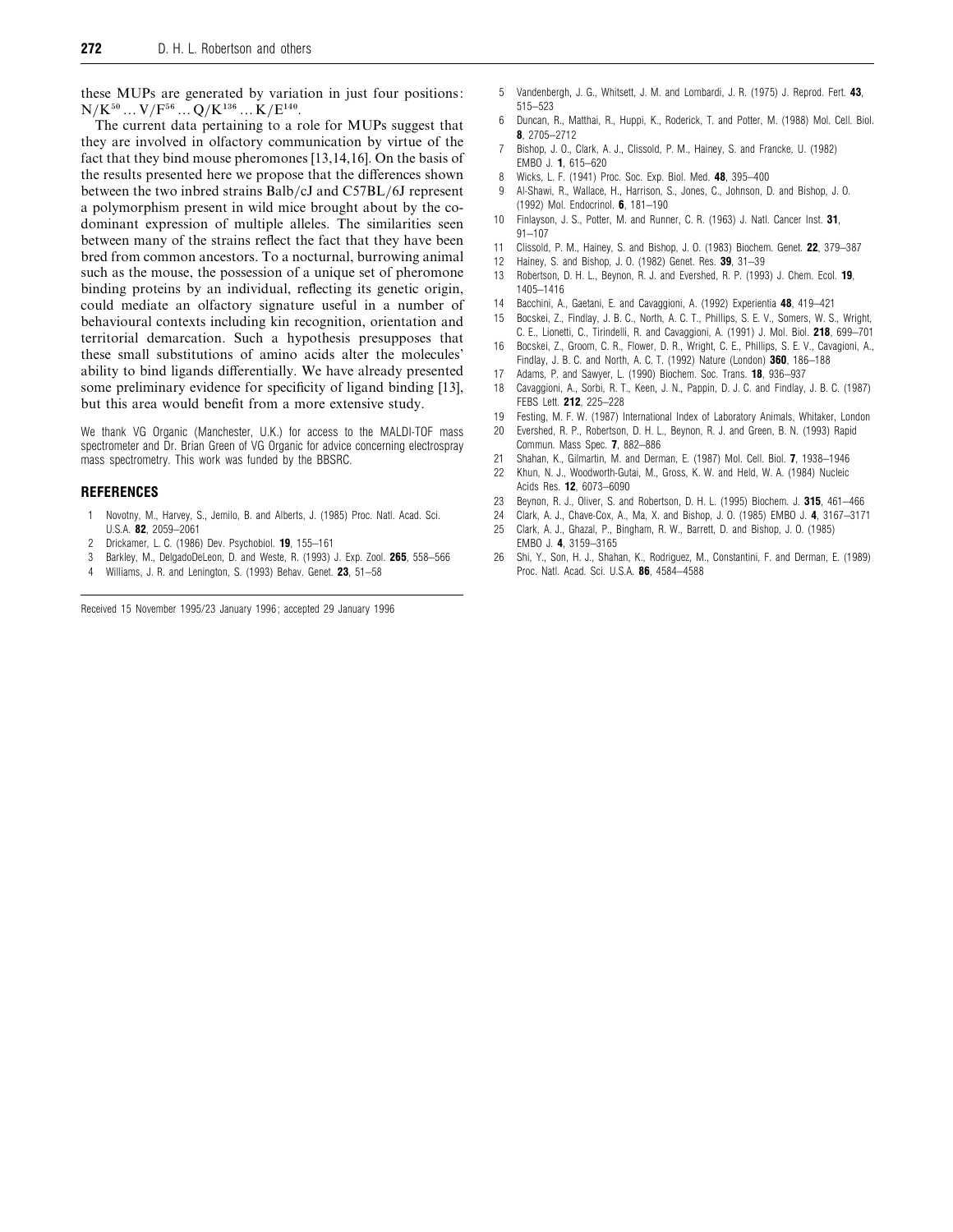these MUPs are generated by variation in just four positions: $N/K^{50} \ldots V/F^{56} \ldots Q/K^{136} \ldots K/E^{140}$.

The current data pertaining to a role for MUPs suggest that they are involved in olfactory communication by virtue of the fact that they bind mouse pheromones [13,14,16]. On the basis of the results presented here we propose that the differences shown between the two inbred strains Balb/cJ and C57BL/6J represent a polymorphism present in wild mice brought about by the co-dominant expression of multiple alleles. The similarities seen between many of the strains reflect the fact that they have been bred from common ancestors. To a nocturnal, burrowing animal such as the mouse, the possession of a unique set of pheromone binding proteins by an individual, reflecting its genetic origin, could mediate an olfactory signature useful in a number of behavioural contexts including kin recognition, orientation and territorial demarcation. Such a hypothesis presupposes that these small substitutions of amino acids alter the molecules' ability to bind ligands differentially. We have already presented some preliminary evidence for specificity of ligand binding [13], but this area would benefit from a more extensive study.

We thank VG Organic (Manchester, U.K.) for access to the MALDI-TOF mass spectrometer and Dr. Brian Green of VG Organic for advice concerning electrospray mass spectrometry. This work was funded by the BBSRC.

## REFERENCES

1. Novotny, M., Harvey, S., Jemilo, B. and Alberts, J. (1985) Proc. Natl. Acad. Sci. U.S.A. **82**, 2059–2061
2. Drickamer, L. C. (1986) Dev. Psychobiol. **19**, 155–161
3. Barkley, M., DelgadoDeLeon, D. and Weste, R. (1993) J. Exp. Zool. **265**, 558–566
4. Williams, J. R. and Lenington, S. (1993) Behav. Genet. **23**, 51–58
5. Vandenbergh, J. G., Whitsett, J. M. and Lombardi, J. R. (1975) J. Reprod. Fert. **43**, 515–523
6. Duncan, R., Matthai, R., Huppi, K., Roderick, T. and Potter, M. (1988) Mol. Cell. Biol. **8**, 2705–2712
7. Bishop, J. O., Clark, A. J., Clissold, P. M., Hainey, S. and Francke, U. (1982) EMBO J. **1**, 615–620
8. Wicks, L. F. (1941) Proc. Soc. Exp. Biol. Med. **48**, 395–400
9. Al-Shawi, R., Wallace, H., Harrison, S., Jones, C., Johnson, D. and Bishop, J. O. (1992) Mol. Endocrinol. **6**, 181–190
10. Finlayson, J. S., Potter, M. and Runner, C. R. (1963) J. Natl. Cancer Inst. **31**, 91–107
11. Clissold, P. M., Hainey, S. and Bishop, J. O. (1983) Biochem. Genet. **22**, 379–387
12. Hainey, S. and Bishop, J. O. (1982) Genet. Res. **39**, 31–39
13. Robertson, D. H. L., Beynon, R. J. and Evershed, R. P. (1993) J. Chem. Ecol. **19**, 1405–1416
14. Bacchini, A., Gaetani, E. and Cavaggioni, A. (1992) Experientia **48**, 419–421
15. Bocskei, Z., Findlay, J. B. C., North, A. C. T., Phillips, S. E. V., Somers, W. S., Wright, C. E., Lionetti, C., Tirindelli, R. and Cavaggioni, A. (1991) J. Mol. Biol. **218**, 699–701
16. Bocskei, Z., Groom, C. R., Flower, D. R., Wright, C. E., Phillips, S. E. V., Cavagioni, A., Findlay, J. B. C. and North, A. C. T. (1992) Nature (London) **360**, 186–188
17. Adams, P. and Sawyer, L. (1990) Biochem. Soc. Trans. **18**, 936–937
18. Cavaggioni, A., Sorbi, R. T., Keen, J. N., Pappin, D. J. C. and Findlay, J. B. C. (1987) FEBS Lett. **212**, 225–228
19. Festing, M. F. W. (1987) International Index of Laboratory Animals, Whitaker, London
20. Evershed, R. P., Robertson, D. H. L., Beynon, R. J. and Green, B. N. (1993) Rapid Commun. Mass Spec. **7**, 882–886
21. Shahan, K., Gilmartin, M. and Derman, E. (1987) Mol. Cell. Biol. **7**, 1938–1946
22. Khun, N. J., Woodworth-Gutai, M., Gross, K. W. and Held, W. A. (1984) Nucleic Acids Res. **12**, 6073–6090
23. Beynon, R. J., Oliver, S. and Robertson, D. H. L. (1995) Biochem. J. **315**, 461–466
24. Clark, A. J., Chave-Cox, A., Ma, X. and Bishop, J. O. (1985) EMBO J. **4**, 3167–3171
25. Clark, A. J., Ghazal, P., Bingham, R. W., Barrett, D. and Bishop, J. O. (1985) EMBO J. **4**, 3159–3165
26. Shi, Y., Son, H. J., Shahan, K., Rodriguez, M., Constantini, F. and Derman, E. (1989) Proc. Natl. Acad. Sci. U.S.A. **86**, 4584–4588

Received 15 November 1995/23 January 1996; accepted 29 January 1996